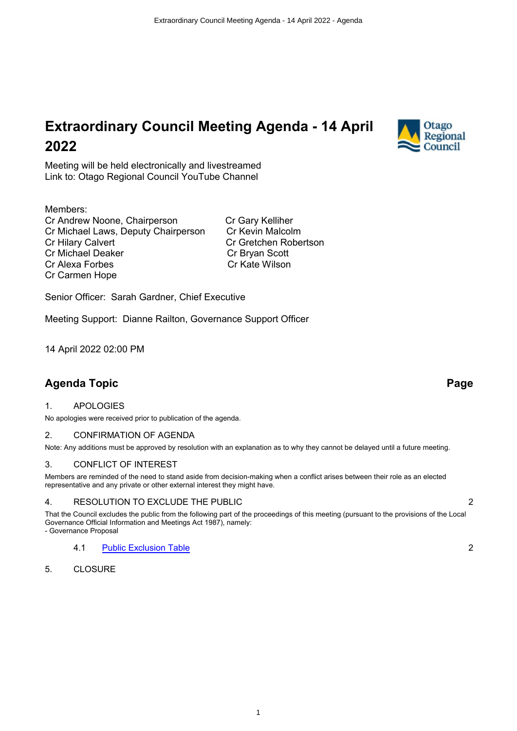# Extraordinary Council Meeting Agenda - 14 April 2022

Meeting will be held electronically and livestreamed
Link to: Otago Regional Council YouTube Channel

Members:

Cr Andrew Noone, Chairperson
Cr Michael Laws, Deputy Chairperson
Cr Hilary Calvert
Cr Michael Deaker
Cr Alexa Forbes
Cr Carmen Hope
Cr Gary Kelliher
Cr Kevin Malcolm
Cr Gretchen Robertson
Cr Bryan Scott
Cr Kate Wilson

Senior Officer: Sarah Gardner, Chief Executive

Meeting Support: Dianne Railton, Governance Support Officer

14 April 2022 02:00 PM

## Agenda Topic | Page

1. APOLOGIES

No apologies were received prior to publication of the agenda.

2. CONFIRMATION OF AGENDA

Note: Any additions must be approved by resolution with an explanation as to why they cannot be delayed until a future meeting.

3. CONFLICT OF INTEREST

Members are reminded of the need to stand aside from decision-making when a conflict arises between their role as an elected representative and any private or other external interest they might have.

4. RESOLUTION TO EXCLUDE THE PUBLIC — 2

That the Council excludes the public from the following part of the proceedings of this meeting (pursuant to the provisions of the Local Governance Official Information and Meetings Act 1987), namely:
- Governance Proposal

   4.1 Public Exclusion Table — 2

5. CLOSURE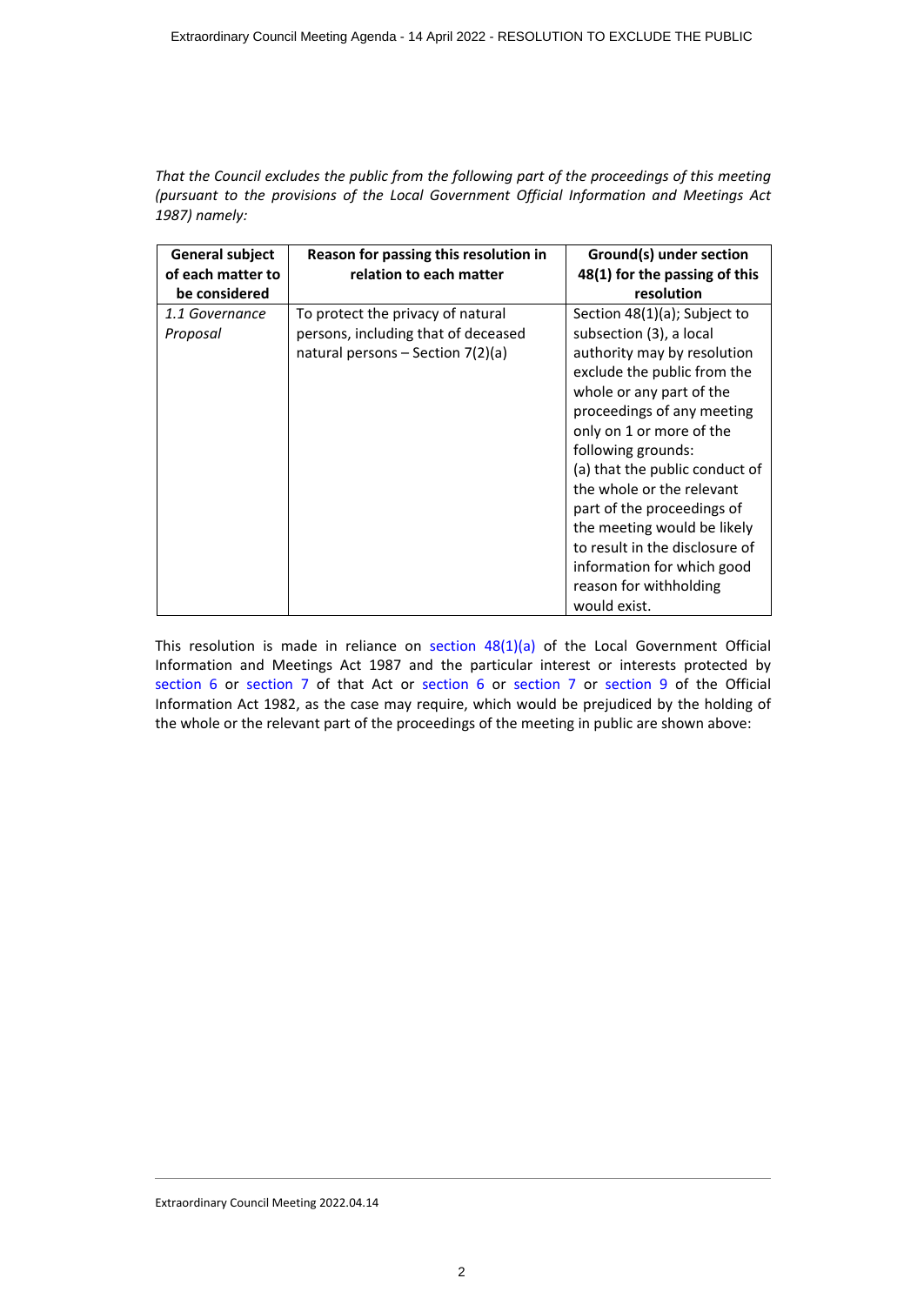*That the Council excludes the public from the following part of the proceedings of this meeting (pursuant to the provisions of the Local Government Official Information and Meetings Act 1987) namely:*

| General subject of each matter to be considered | Reason for passing this resolution in relation to each matter | Ground(s) under section 48(1) for the passing of this resolution |
|---|---|---|
| *1.1 Governance Proposal* | To protect the privacy of natural persons, including that of deceased natural persons – Section 7(2)(a) | Section 48(1)(a); Subject to subsection (3), a local authority may by resolution exclude the public from the whole or any part of the proceedings of any meeting only on 1 or more of the following grounds: (a) that the public conduct of the whole or the relevant part of the proceedings of the meeting would be likely to result in the disclosure of information for which good reason for withholding would exist. |

This resolution is made in reliance on section 48(1)(a) of the Local Government Official Information and Meetings Act 1987 and the particular interest or interests protected by section 6 or section 7 of that Act or section 6 or section 7 or section 9 of the Official Information Act 1982, as the case may require, which would be prejudiced by the holding of the whole or the relevant part of the proceedings of the meeting in public are shown above: